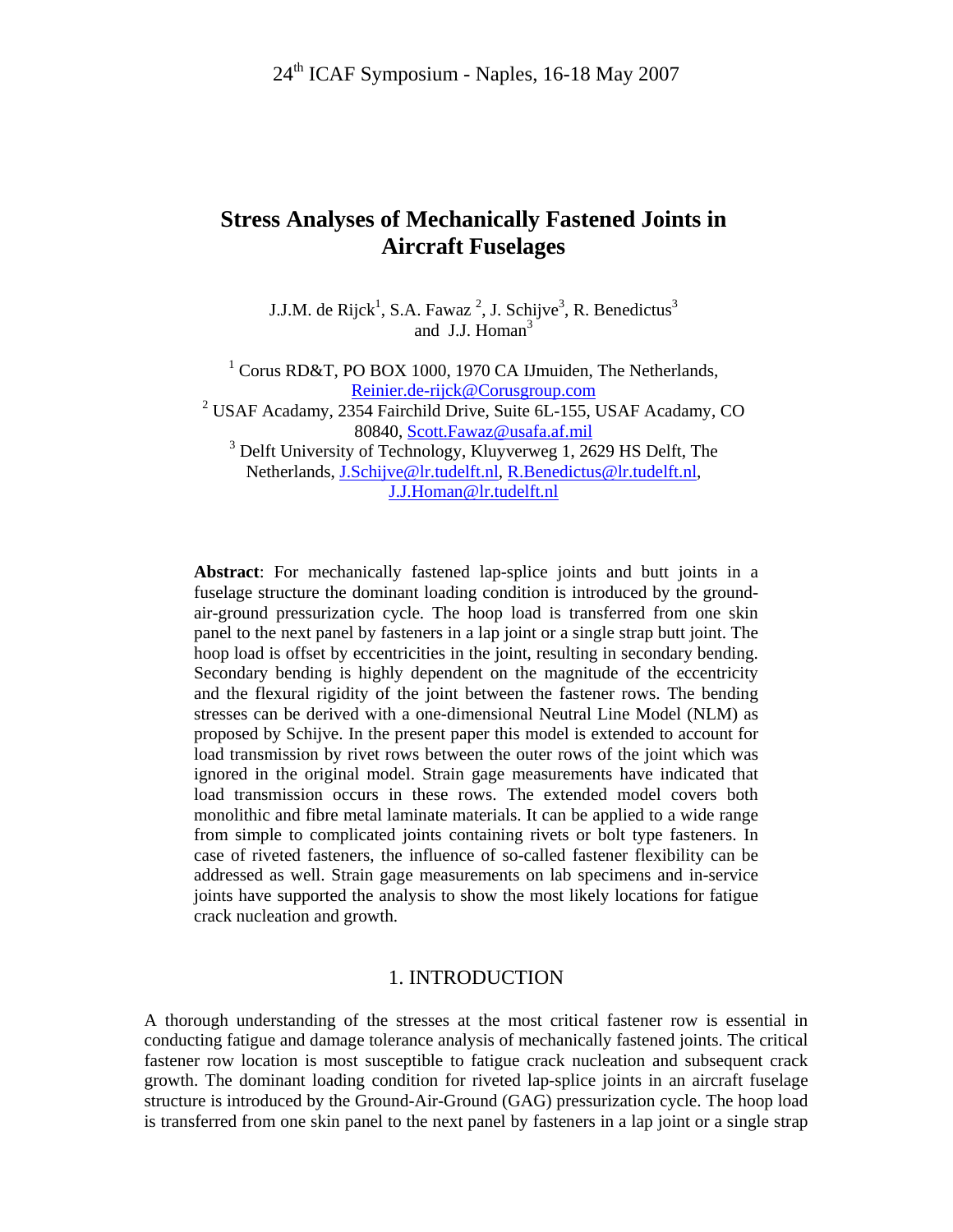24th ICAF Symposium - Naples, 16-18 May 2007

# Stress Analyses of Mechanically Fastened Joints in Aircraft Fuselages

J.J.M. de Rijck[1], S.A. Fawaz [2], J. Schijve[3], R. Benedictus[3] and J.J. Homan[3]

[1] Corus RD&T, PO BOX 1000, 1970 CA IJmuiden, The Netherlands, Reinier.de-rijck@Corusgroup.com

[2] USAF Academy, 2354 Fairchild Drive, Suite 6L-155, USAF Academy, CO 80840, Scott.Fawaz@usafa.af.mil

[3] Delft University of Technology, Kluyverweg 1, 2629 HS Delft, The Netherlands, J.Schijve@lr.tudelft.nl, R.Benedictus@lr.tudelft.nl, J.J.Homan@lr.tudelft.nl

**Abstract**: For mechanically fastened lap-splice joints and butt joints in a fuselage structure the dominant loading condition is introduced by the ground-air-ground pressurization cycle. The hoop load is transferred from one skin panel to the next panel by fasteners in a lap joint or a single strap butt joint. The hoop load is offset by eccentricities in the joint, resulting in secondary bending. Secondary bending is highly dependent on the magnitude of the eccentricity and the flexural rigidity of the joint between the fastener rows. The bending stresses can be derived with a one-dimensional Neutral Line Model (NLM) as proposed by Schijve. In the present paper this model is extended to account for load transmission by rivet rows between the outer rows of the joint which was ignored in the original model. Strain gage measurements have indicated that load transmission occurs in these rows. The extended model covers both monolithic and fibre metal laminate materials. It can be applied to a wide range from simple to complicated joints containing rivets or bolt type fasteners. In case of riveted fasteners, the influence of so-called fastener flexibility can be addressed as well. Strain gage measurements on lab specimens and in-service joints have supported the analysis to show the most likely locations for fatigue crack nucleation and growth.

## 1. INTRODUCTION

A thorough understanding of the stresses at the most critical fastener row is essential in conducting fatigue and damage tolerance analysis of mechanically fastened joints. The critical fastener row location is most susceptible to fatigue crack nucleation and subsequent crack growth. The dominant loading condition for riveted lap-splice joints in an aircraft fuselage structure is introduced by the Ground-Air-Ground (GAG) pressurization cycle. The hoop load is transferred from one skin panel to the next panel by fasteners in a lap joint or a single strap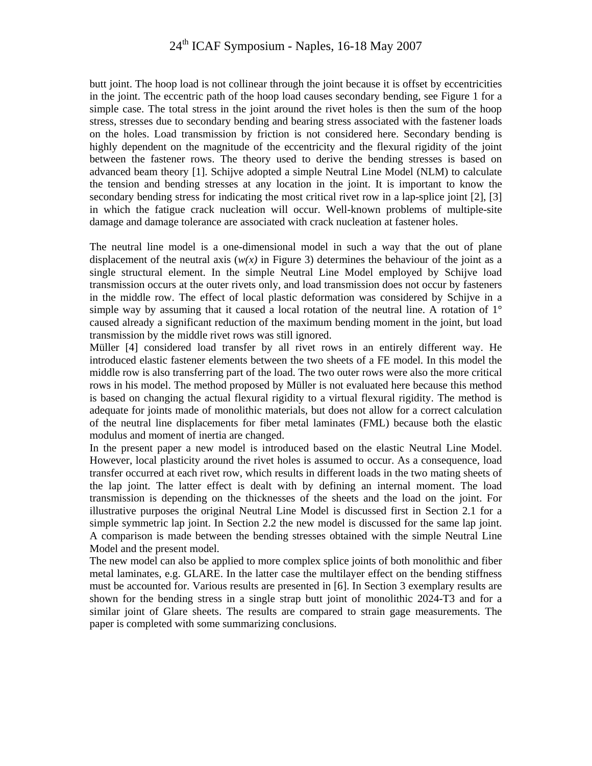butt joint. The hoop load is not collinear through the joint because it is offset by eccentricities in the joint. The eccentric path of the hoop load causes secondary bending, see Figure 1 for a simple case. The total stress in the joint around the rivet holes is then the sum of the hoop stress, stresses due to secondary bending and bearing stress associated with the fastener loads on the holes. Load transmission by friction is not considered here. Secondary bending is highly dependent on the magnitude of the eccentricity and the flexural rigidity of the joint between the fastener rows. The theory used to derive the bending stresses is based on advanced beam theory [1]. Schijve adopted a simple Neutral Line Model (NLM) to calculate the tension and bending stresses at any location in the joint. It is important to know the secondary bending stress for indicating the most critical rivet row in a lap-splice joint [2], [3] in which the fatigue crack nucleation will occur. Well-known problems of multiple-site damage and damage tolerance are associated with crack nucleation at fastener holes.

The neutral line model is a one-dimensional model in such a way that the out of plane displacement of the neutral axis ($w(x)$ in Figure 3) determines the behaviour of the joint as a single structural element. In the simple Neutral Line Model employed by Schijve load transmission occurs at the outer rivets only, and load transmission does not occur by fasteners in the middle row. The effect of local plastic deformation was considered by Schijve in a simple way by assuming that it caused a local rotation of the neutral line. A rotation of 1° caused already a significant reduction of the maximum bending moment in the joint, but load transmission by the middle rivet rows was still ignored.

Müller [4] considered load transfer by all rivet rows in an entirely different way. He introduced elastic fastener elements between the two sheets of a FE model. In this model the middle row is also transferring part of the load. The two outer rows were also the more critical rows in his model. The method proposed by Müller is not evaluated here because this method is based on changing the actual flexural rigidity to a virtual flexural rigidity. The method is adequate for joints made of monolithic materials, but does not allow for a correct calculation of the neutral line displacements for fiber metal laminates (FML) because both the elastic modulus and moment of inertia are changed.

In the present paper a new model is introduced based on the elastic Neutral Line Model. However, local plasticity around the rivet holes is assumed to occur. As a consequence, load transfer occurred at each rivet row, which results in different loads in the two mating sheets of the lap joint. The latter effect is dealt with by defining an internal moment. The load transmission is depending on the thicknesses of the sheets and the load on the joint. For illustrative purposes the original Neutral Line Model is discussed first in Section 2.1 for a simple symmetric lap joint. In Section 2.2 the new model is discussed for the same lap joint. A comparison is made between the bending stresses obtained with the simple Neutral Line Model and the present model.

The new model can also be applied to more complex splice joints of both monolithic and fiber metal laminates, e.g. GLARE. In the latter case the multilayer effect on the bending stiffness must be accounted for. Various results are presented in [6]. In Section 3 exemplary results are shown for the bending stress in a single strap butt joint of monolithic 2024-T3 and for a similar joint of Glare sheets. The results are compared to strain gage measurements. The paper is completed with some summarizing conclusions.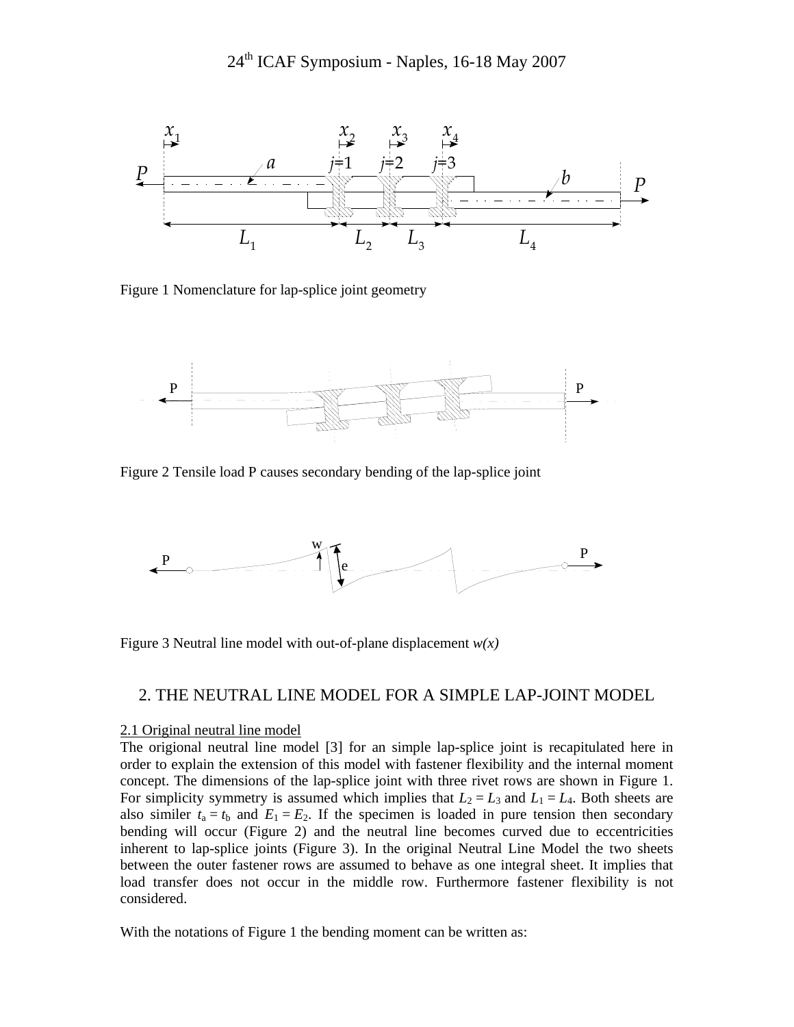Figure 1 Nomenclature for lap-splice joint geometry

Figure 2 Tensile load P causes secondary bending of the lap-splice joint

Figure 3 Neutral line model with out-of-plane displacement *w(x)*

## 2. THE NEUTRAL LINE MODEL FOR A SIMPLE LAP-JOINT MODEL

### 2.1 Original neutral line model

The origional neutral line model [3] for an simple lap-splice joint is recapitulated here in order to explain the extension of this model with fastener flexibility and the internal moment concept. The dimensions of the lap-splice joint with three rivet rows are shown in Figure 1. For simplicity symmetry is assumed which implies that $L_2 = L_3$ and $L_1 = L_4$. Both sheets are also similer $t_a = t_b$ and $E_1 = E_2$. If the specimen is loaded in pure tension then secondary bending will occur (Figure 2) and the neutral line becomes curved due to eccentricities inherent to lap-splice joints (Figure 3). In the original Neutral Line Model the two sheets between the outer fastener rows are assumed to behave as one integral sheet. It implies that load transfer does not occur in the middle row. Furthermore fastener flexibility is not considered.

With the notations of Figure 1 the bending moment can be written as: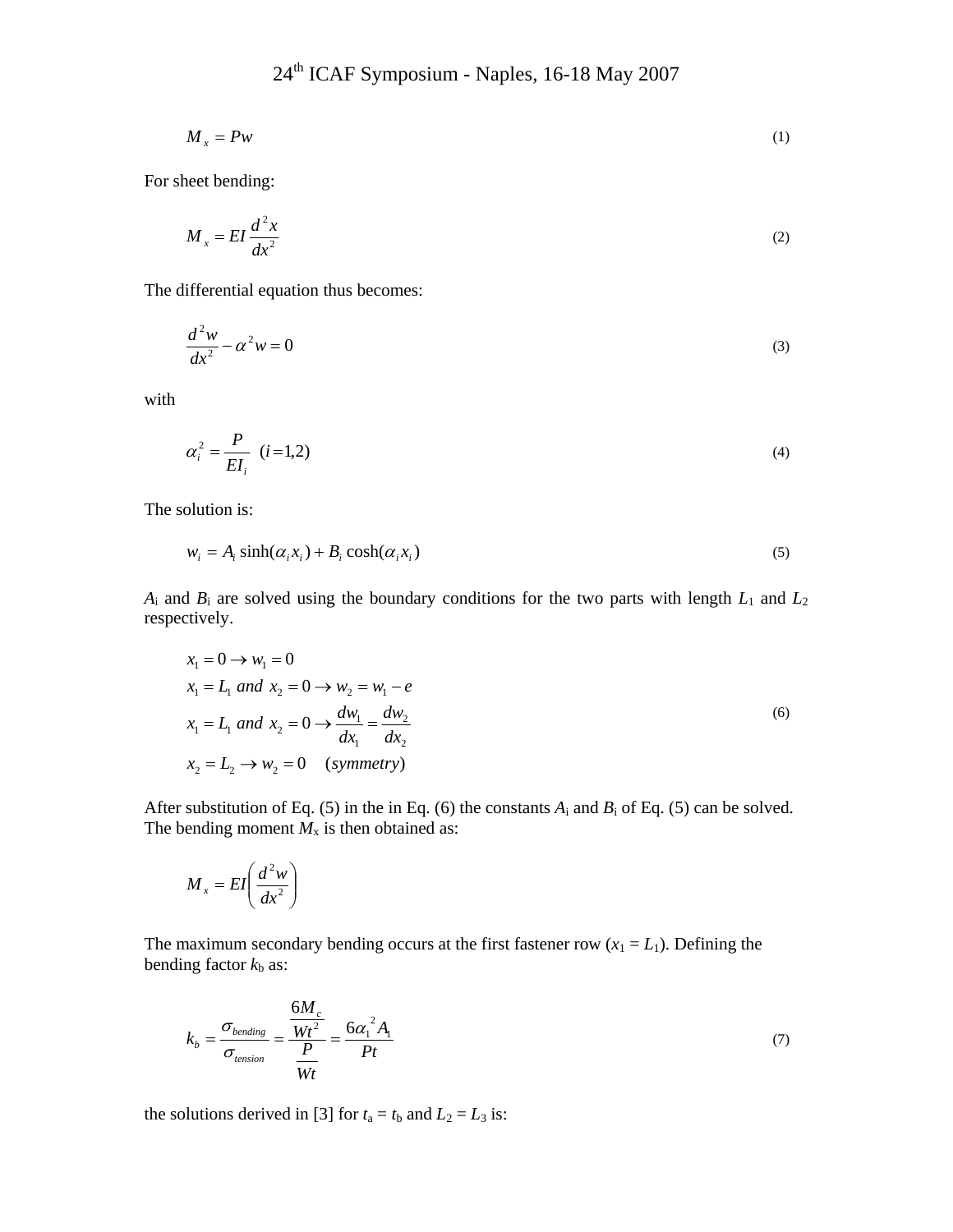$$M_x = Pw \tag{1}$$

For sheet bending:

$$M_x = EI\frac{d^2x}{dx^2} \tag{2}$$

The differential equation thus becomes:

$$\frac{d^2w}{dx^2} - \alpha^2 w = 0 \tag{3}$$

with

$$\alpha_i^2 = \frac{P}{EI_i} \quad (i = 1{,}2) \tag{4}$$

The solution is:

$$w_i = A_i \sinh(\alpha_i x_i) + B_i \cosh(\alpha_i x_i) \tag{5}$$

$A_i$ and $B_i$ are solved using the boundary conditions for the two parts with length $L_1$ and $L_2$ respectively.

$$\begin{aligned}
&x_1 = 0 \rightarrow w_1 = 0 \\
&x_1 = L_1 \; and \; x_2 = 0 \rightarrow w_2 = w_1 - e \\
&x_1 = L_1 \; and \; x_2 = 0 \rightarrow \frac{dw_1}{dx_1} = \frac{dw_2}{dx_2} \\
&x_2 = L_2 \rightarrow w_2 = 0 \quad (symmetry)
\end{aligned} \tag{6}$$

After substitution of Eq. (5) in the in Eq. (6) the constants $A_i$ and $B_i$ of Eq. (5) can be solved. The bending moment $M_x$ is then obtained as:

$$M_x = EI\left(\frac{d^2w}{dx^2}\right)$$

The maximum secondary bending occurs at the first fastener row ($x_1 = L_1$). Defining the bending factor $k_b$ as:

$$k_b = \frac{\sigma_{bending}}{\sigma_{tension}} = \frac{\frac{6M_c}{Wt^2}}{\frac{P}{Wt}} = \frac{6\alpha_1^{\,2} A_1}{Pt} \tag{7}$$

the solutions derived in [3] for $t_a = t_b$ and $L_2 = L_3$ is: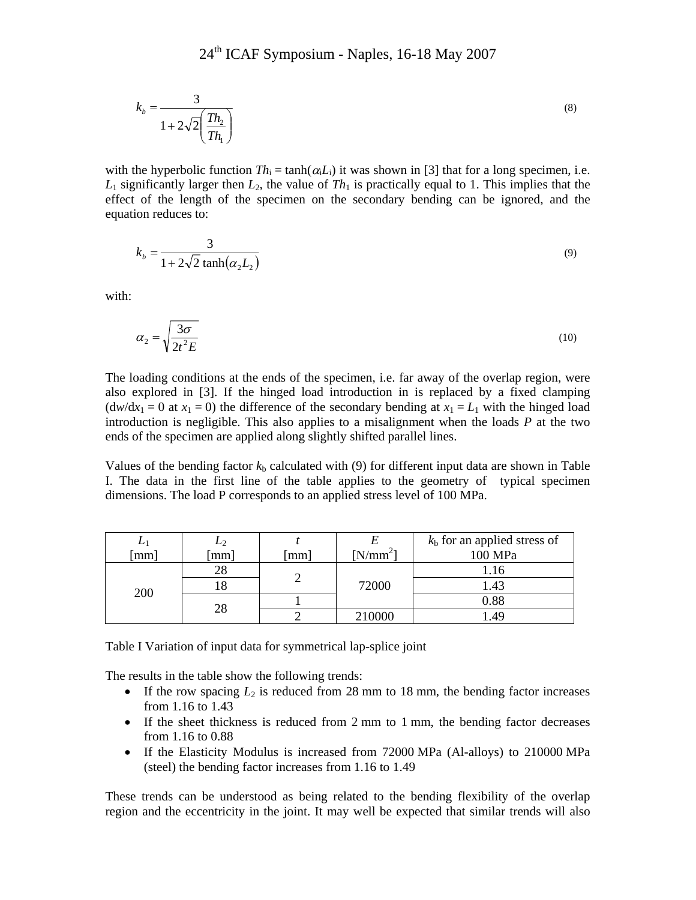$$k_b = \frac{3}{1 + 2\sqrt{2}\left(\frac{Th_2}{Th_1}\right)} \tag{8}$$

with the hyperbolic function $Th_i = \tanh(\alpha_i L_i)$ it was shown in [3] that for a long specimen, i.e. $L_1$ significantly larger then $L_2$, the value of $Th_1$ is practically equal to 1. This implies that the effect of the length of the specimen on the secondary bending can be ignored, and the equation reduces to:

$$k_b = \frac{3}{1 + 2\sqrt{2}\tanh(\alpha_2 L_2)} \tag{9}$$

with:

$$\alpha_2 = \sqrt{\frac{3\sigma}{2t^2 E}} \tag{10}$$

The loading conditions at the ends of the specimen, i.e. far away of the overlap region, were also explored in [3]. If the hinged load introduction in is replaced by a fixed clamping ($dw/dx_1 = 0$ at $x_1 = 0$) the difference of the secondary bending at $x_1 = L_1$ with the hinged load introduction is negligible. This also applies to a misalignment when the loads *P* at the two ends of the specimen are applied along slightly shifted parallel lines.

Values of the bending factor $k_b$ calculated with (9) for different input data are shown in Table I. The data in the first line of the table applies to the geometry of typical specimen dimensions. The load P corresponds to an applied stress level of 100 MPa.

| $L_1$ [mm] | $L_2$ [mm] | $t$ [mm] | $E$ [N/mm$^2$] | $k_b$ for an applied stress of 100 MPa |
|---|---|---|---|---|
| 200 | 28 | 2 | 72000 | 1.16 |
| | 18 | | | 1.43 |
| | 28 | 1 | | 0.88 |
| | | 2 | 210000 | 1.49 |

Table I Variation of input data for symmetrical lap-splice joint

The results in the table show the following trends:

- If the row spacing $L_2$ is reduced from 28 mm to 18 mm, the bending factor increases from 1.16 to 1.43
- If the sheet thickness is reduced from 2 mm to 1 mm, the bending factor decreases from 1.16 to 0.88
- If the Elasticity Modulus is increased from 72000 MPa (Al-alloys) to 210000 MPa (steel) the bending factor increases from 1.16 to 1.49

These trends can be understood as being related to the bending flexibility of the overlap region and the eccentricity in the joint. It may well be expected that similar trends will also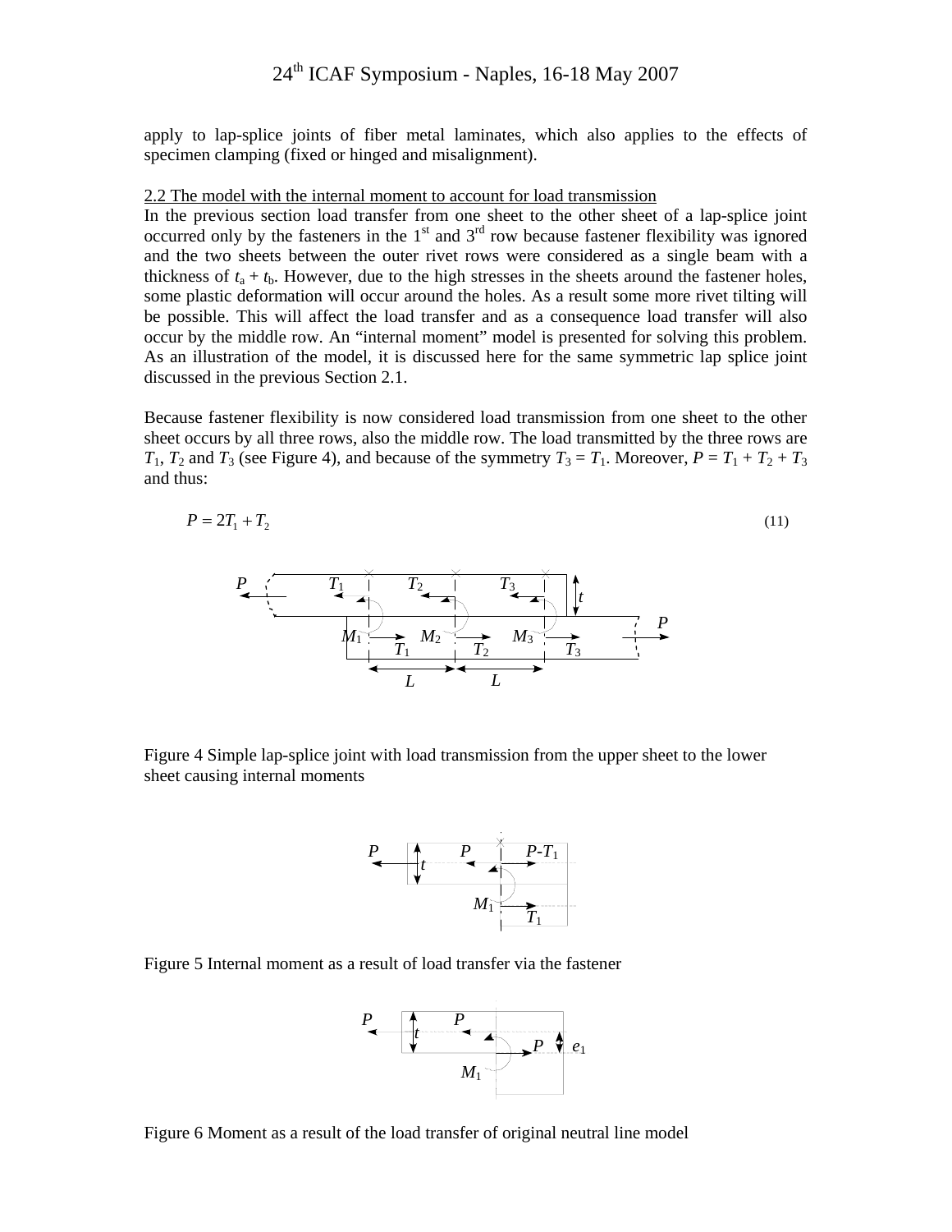apply to lap-splice joints of fiber metal laminates, which also applies to the effects of specimen clamping (fixed or hinged and misalignment).

### 2.2 The model with the internal moment to account for load transmission

In the previous section load transfer from one sheet to the other sheet of a lap-splice joint occurred only by the fasteners in the 1st and 3rd row because fastener flexibility was ignored and the two sheets between the outer rivet rows were considered as a single beam with a thickness of $t_a + t_b$. However, due to the high stresses in the sheets around the fastener holes, some plastic deformation will occur around the holes. As a result some more rivet tilting will be possible. This will affect the load transfer and as a consequence load transfer will also occur by the middle row. An "internal moment" model is presented for solving this problem. As an illustration of the model, it is discussed here for the same symmetric lap splice joint discussed in the previous Section 2.1.

Because fastener flexibility is now considered load transmission from one sheet to the other sheet occurs by all three rows, also the middle row. The load transmitted by the three rows are $T_1$, $T_2$ and $T_3$ (see Figure 4), and because of the symmetry $T_3 = T_1$. Moreover, $P = T_1 + T_2 + T_3$ and thus:

$$P = 2T_1 + T_2 \tag{11}$$

Figure 4 Simple lap-splice joint with load transmission from the upper sheet to the lower sheet causing internal moments

Figure 5 Internal moment as a result of load transfer via the fastener

Figure 6 Moment as a result of the load transfer of original neutral line model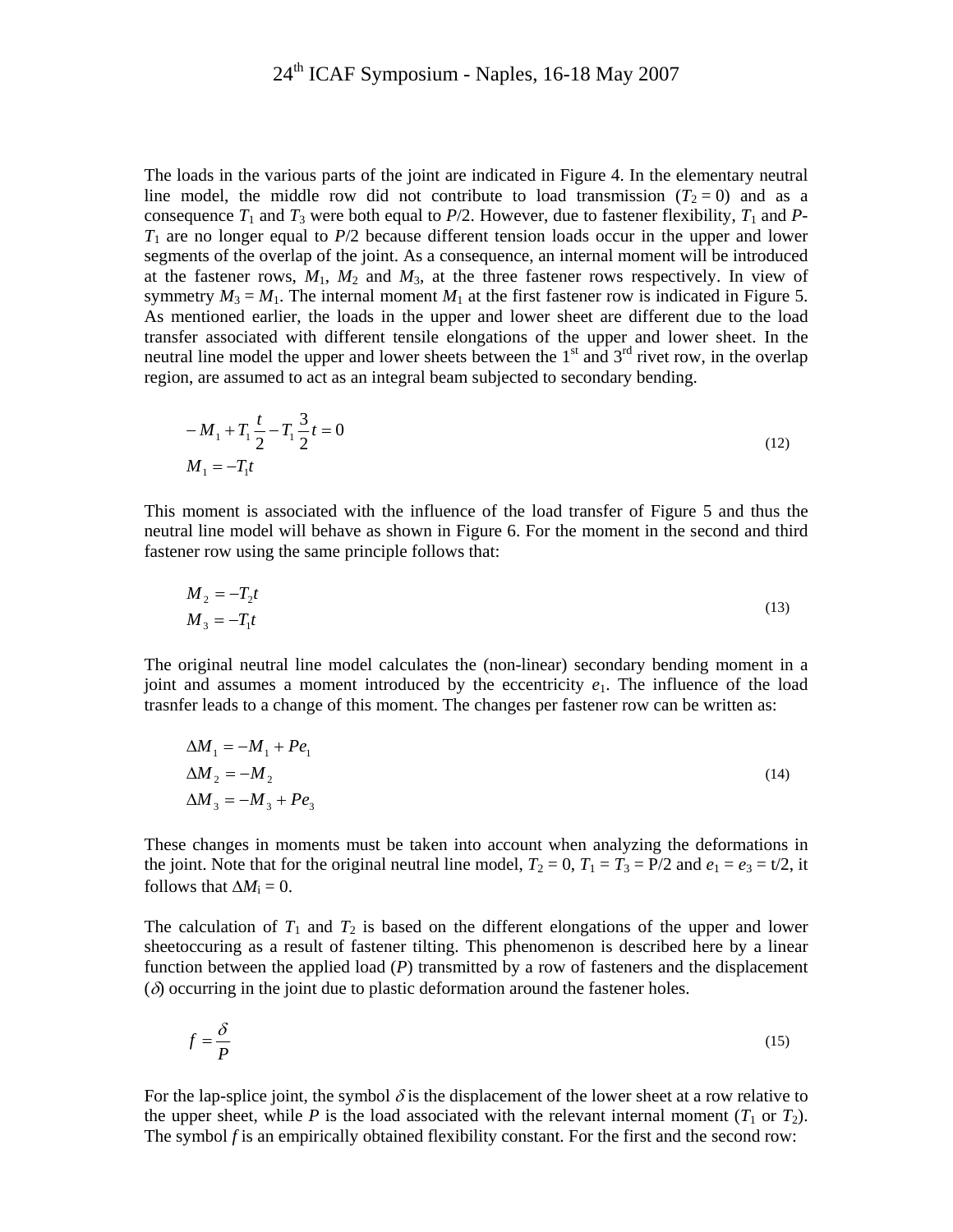The loads in the various parts of the joint are indicated in Figure 4. In the elementary neutral line model, the middle row did not contribute to load transmission ($T_2 = 0$) and as a consequence $T_1$ and $T_3$ were both equal to $P/2$. However, due to fastener flexibility, $T_1$ and $P$-$T_1$ are no longer equal to $P/2$ because different tension loads occur in the upper and lower segments of the overlap of the joint. As a consequence, an internal moment will be introduced at the fastener rows, $M_1$, $M_2$ and $M_3$, at the three fastener rows respectively. In view of symmetry $M_3 = M_1$. The internal moment $M_1$ at the first fastener row is indicated in Figure 5. As mentioned earlier, the loads in the upper and lower sheet are different due to the load transfer associated with different tensile elongations of the upper and lower sheet. In the neutral line model the upper and lower sheets between the 1st and 3rd rivet row, in the overlap region, are assumed to act as an integral beam subjected to secondary bending.

$$
\begin{aligned}
&-M_1 + T_1 \frac{t}{2} - T_1 \frac{3}{2} t = 0 \\
&M_1 = -T_1 t
\end{aligned}
\tag{12}
$$

This moment is associated with the influence of the load transfer of Figure 5 and thus the neutral line model will behave as shown in Figure 6. For the moment in the second and third fastener row using the same principle follows that:

$$
\begin{aligned}
&M_2 = -T_2 t \\
&M_3 = -T_1 t
\end{aligned}
\tag{13}
$$

The original neutral line model calculates the (non-linear) secondary bending moment in a joint and assumes a moment introduced by the eccentricity $e_1$. The influence of the load trasnfer leads to a change of this moment. The changes per fastener row can be written as:

$$
\begin{aligned}
&\Delta M_1 = -M_1 + Pe_1 \\
&\Delta M_2 = -M_2 \\
&\Delta M_3 = -M_3 + Pe_3
\end{aligned}
\tag{14}
$$

These changes in moments must be taken into account when analyzing the deformations in the joint. Note that for the original neutral line model, $T_2 = 0$, $T_1 = T_3 = P/2$ and $e_1 = e_3 = t/2$, it follows that $\Delta M_i = 0$.

The calculation of $T_1$ and $T_2$ is based on the different elongations of the upper and lower sheetoccuring as a result of fastener tilting. This phenomenon is described here by a linear function between the applied load ($P$) transmitted by a row of fasteners and the displacement ($\delta$) occurring in the joint due to plastic deformation around the fastener holes.

$$
f = \frac{\delta}{P}
\tag{15}
$$

For the lap-splice joint, the symbol $\delta$ is the displacement of the lower sheet at a row relative to the upper sheet, while $P$ is the load associated with the relevant internal moment ($T_1$ or $T_2$). The symbol $f$ is an empirically obtained flexibility constant. For the first and the second row: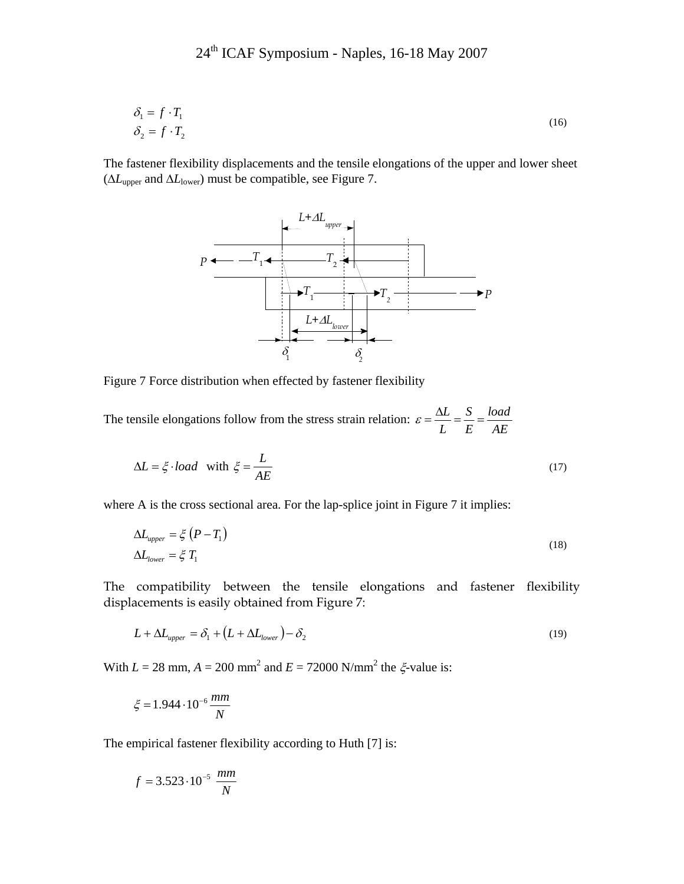$$\delta_1 = f \cdot T_1$$
$$\delta_2 = f \cdot T_2 \tag{16}$$

The fastener flexibility displacements and the tensile elongations of the upper and lower sheet ($\Delta L_{\text{upper}}$ and $\Delta L_{\text{lower}}$) must be compatible, see Figure 7.

Figure 7 Force distribution when effected by fastener flexibility

The tensile elongations follow from the stress strain relation: $\varepsilon = \frac{\Delta L}{L} = \frac{S}{E} = \frac{load}{AE}$

$$\Delta L = \xi \cdot load \quad \text{with } \xi = \frac{L}{AE} \tag{17}$$

where A is the cross sectional area. For the lap-splice joint in Figure 7 it implies:

$$\Delta L_{upper} = \xi \left(P - T_1\right)$$
$$\Delta L_{lower} = \xi \, T_1 \tag{18}$$

The compatibility between the tensile elongations and fastener flexibility displacements is easily obtained from Figure 7:

$$L + \Delta L_{upper} = \delta_1 + \left(L + \Delta L_{lower}\right) - \delta_2 \tag{19}$$

With $L$ = 28 mm, $A$ = 200 mm$^2$ and $E$ = 72000 N/mm$^2$ the $\xi$-value is:

$$\xi = 1.944 \cdot 10^{-6} \frac{mm}{N}$$

The empirical fastener flexibility according to Huth [7] is:

$$f = 3.523 \cdot 10^{-5} \ \frac{mm}{N}$$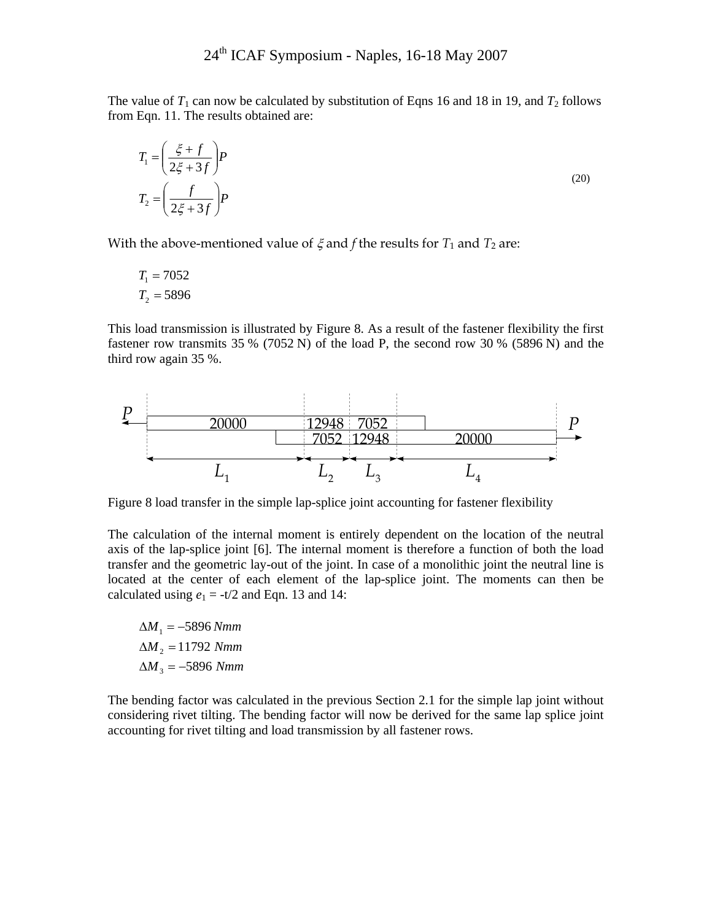The value of $T_1$ can now be calculated by substitution of Eqns 16 and 18 in 19, and $T_2$ follows from Eqn. 11. The results obtained are:

$$
\begin{aligned}
T_1 &= \left( \frac{\xi + f}{2\xi + 3f} \right) P \\
T_2 &= \left( \frac{f}{2\xi + 3f} \right) P
\end{aligned}
\tag{20}
$$

With the above-mentioned value of $\xi$ and $f$ the results for $T_1$ and $T_2$ are:

$$
\begin{aligned}
T_1 &= 7052 \\
T_2 &= 5896
\end{aligned}
$$

This load transmission is illustrated by Figure 8. As a result of the fastener flexibility the first fastener row transmits 35 % (7052 N) of the load P, the second row 30 % (5896 N) and the third row again 35 %.

Figure 8 load transfer in the simple lap-splice joint accounting for fastener flexibility

The calculation of the internal moment is entirely dependent on the location of the neutral axis of the lap-splice joint [6]. The internal moment is therefore a function of both the load transfer and the geometric lay-out of the joint. In case of a monolithic joint the neutral line is located at the center of each element of the lap-splice joint. The moments can then be calculated using $e_1 = -t/2$ and Eqn. 13 and 14:

$$
\begin{aligned}
\Delta M_1 &= -5896 \; Nmm \\
\Delta M_2 &= 11792 \; Nmm \\
\Delta M_3 &= -5896 \; Nmm
\end{aligned}
$$

The bending factor was calculated in the previous Section 2.1 for the simple lap joint without considering rivet tilting. The bending factor will now be derived for the same lap splice joint accounting for rivet tilting and load transmission by all fastener rows.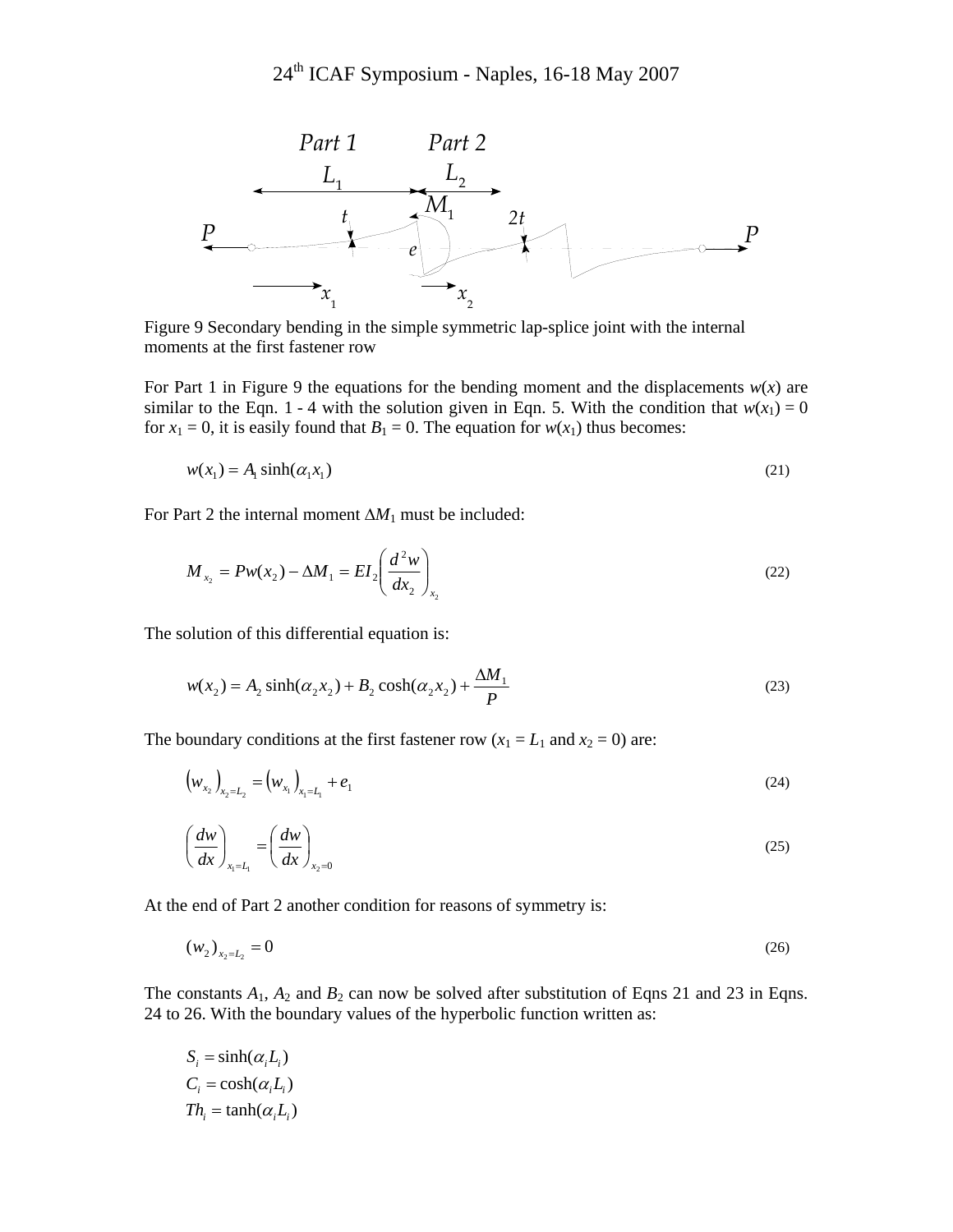Figure 9 Secondary bending in the simple symmetric lap-splice joint with the internal moments at the first fastener row

For Part 1 in Figure 9 the equations for the bending moment and the displacements $w(x)$ are similar to the Eqn. 1 - 4 with the solution given in Eqn. 5. With the condition that $w(x_1) = 0$ for $x_1 = 0$, it is easily found that $B_1 = 0$. The equation for $w(x_1)$ thus becomes:

$$w(x_1) = A_1 \sinh(\alpha_1 x_1) \tag{21}$$

For Part 2 the internal moment $\Delta M_1$ must be included:

$$M_{x_2} = Pw(x_2) - \Delta M_1 = EI_2 \left( \frac{d^2 w}{dx_2} \right)_{x_2} \tag{22}$$

The solution of this differential equation is:

$$w(x_2) = A_2 \sinh(\alpha_2 x_2) + B_2 \cosh(\alpha_2 x_2) + \frac{\Delta M_1}{P} \tag{23}$$

The boundary conditions at the first fastener row ($x_1 = L_1$ and $x_2 = 0$) are:

$$\left(w_{x_2}\right)_{x_2 = L_2} = \left(w_{x_1}\right)_{x_1 = L_1} + e_1 \tag{24}$$

$$\left( \frac{dw}{dx} \right)_{x_1 = L_1} = \left( \frac{dw}{dx} \right)_{x_2 = 0} \tag{25}$$

At the end of Part 2 another condition for reasons of symmetry is:

$$\left(w_2\right)_{x_2 = L_2} = 0 \tag{26}$$

The constants $A_1$, $A_2$ and $B_2$ can now be solved after substitution of Eqns 21 and 23 in Eqns. 24 to 26. With the boundary values of the hyperbolic function written as:

$$S_i = \sinh(\alpha_i L_i)$$
$$C_i = \cosh(\alpha_i L_i)$$
$$Th_i = \tanh(\alpha_i L_i)$$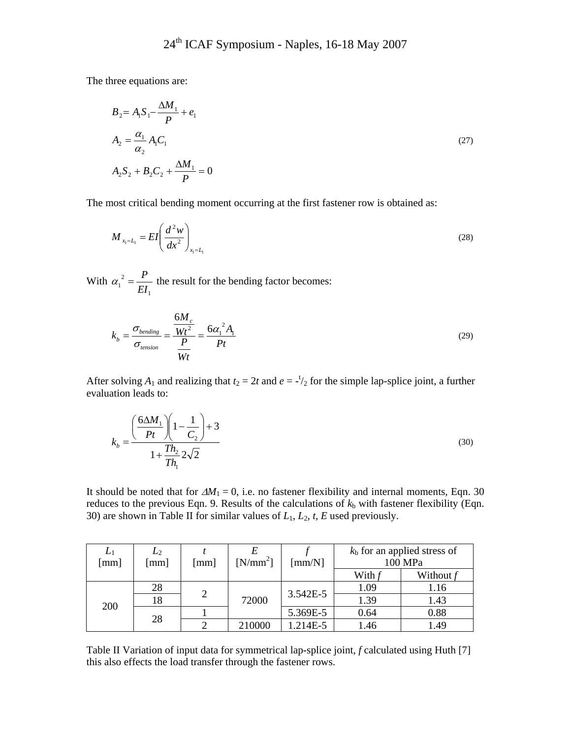The three equations are:

$$
\begin{aligned}
&B_2 = A_1 S_1 - \frac{\Delta M_1}{P} + e_1 \\
&A_2 = \frac{\alpha_1}{\alpha_2} A_1 C_1 \\
&A_2 S_2 + B_2 C_2 + \frac{\Delta M_1}{P} = 0
\end{aligned}
\tag{27}
$$

The most critical bending moment occurring at the first fastener row is obtained as:

$$
M_{x_1 = L_1} = EI\left(\frac{d^2 w}{dx^2}\right)_{x_1 = L_1} \tag{28}
$$

With $\alpha_1^{\ 2} = \frac{P}{EI_1}$ the result for the bending factor becomes:

$$
k_b = \frac{\sigma_{bending}}{\sigma_{tension}} = \frac{\frac{6M_c}{Wt^2}}{\frac{P}{Wt}} = \frac{6\alpha_1^{\ 2} A_1}{Pt} \tag{29}
$$

After solving $A_1$ and realizing that $t_2 = 2t$ and $e = -{}^t/_2$ for the simple lap-splice joint, a further evaluation leads to:

$$
k_b = \frac{\left(\frac{6\Delta M_1}{Pt}\right)\left(1 - \frac{1}{C_2}\right) + 3}{1 + \frac{Th_2}{Th_1} 2\sqrt{2}} \tag{30}
$$

It should be noted that for $\Delta M_1 = 0$, i.e. no fastener flexibility and internal moments, Eqn. 30 reduces to the previous Eqn. 9. Results of the calculations of $k_b$ with fastener flexibility (Eqn. 30) are shown in Table II for similar values of $L_1$, $L_2$, $t$, $E$ used previously.

| $L_1$ [mm] | $L_2$ [mm] | $t$ [mm] | $E$ [N/mm$^2$] | $f$ [mm/N] | $k_b$ for an applied stress of 100 MPa | |
|---|---|---|---|---|---|---|
| | | | | | With $f$ | Without $f$ |
| 200 | 28 | 2 | 72000 | 3.542E-5 | 1.09 | 1.16 |
| | 18 | | | | 1.39 | 1.43 |
| | 28 | 1 | | 5.369E-5 | 0.64 | 0.88 |
| | | 2 | 210000 | 1.214E-5 | 1.46 | 1.49 |

Table II Variation of input data for symmetrical lap-splice joint, $f$ calculated using Huth [7] this also effects the load transfer through the fastener rows.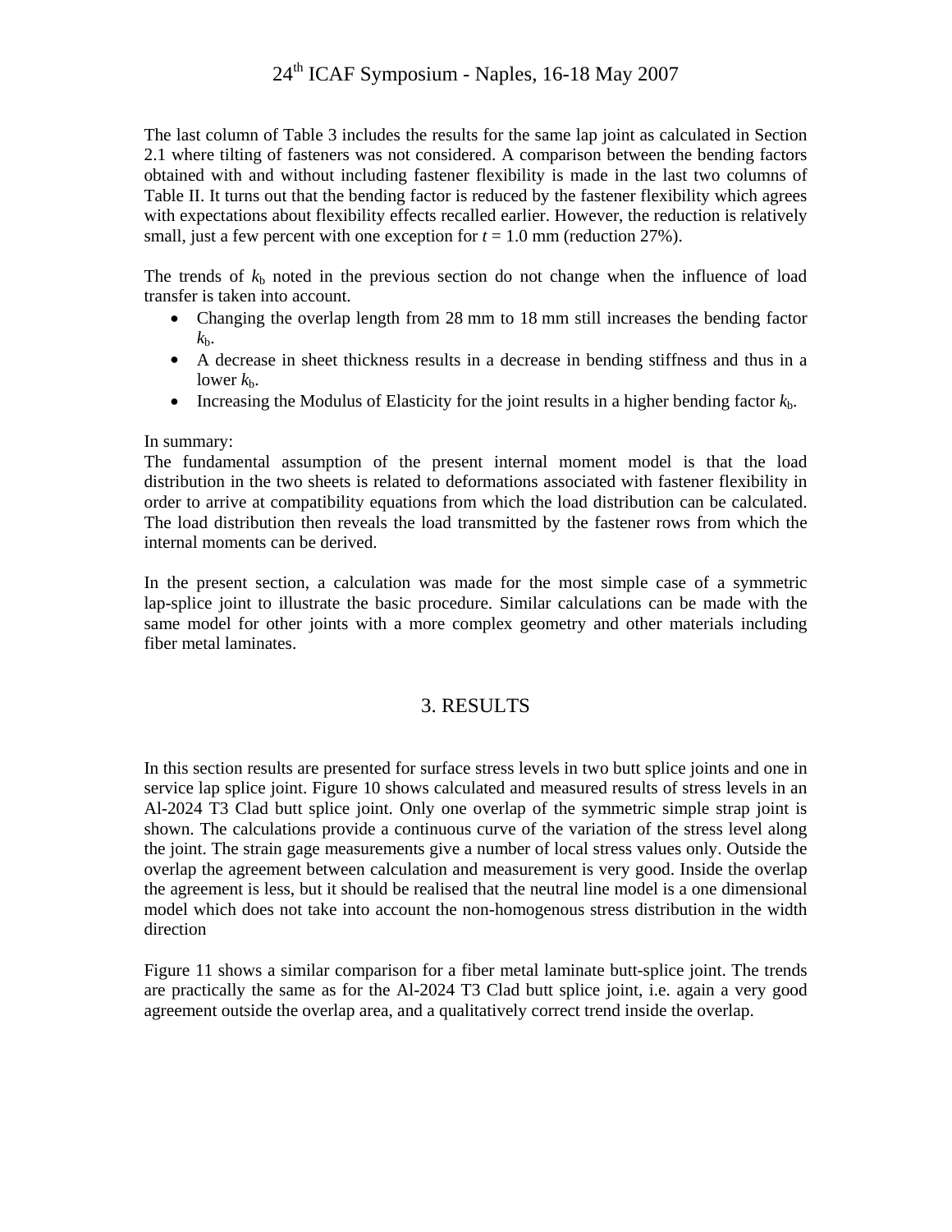The last column of Table 3 includes the results for the same lap joint as calculated in Section 2.1 where tilting of fasteners was not considered. A comparison between the bending factors obtained with and without including fastener flexibility is made in the last two columns of Table II. It turns out that the bending factor is reduced by the fastener flexibility which agrees with expectations about flexibility effects recalled earlier. However, the reduction is relatively small, just a few percent with one exception for $t$ = 1.0 mm (reduction 27%).

The trends of $k_b$ noted in the previous section do not change when the influence of load transfer is taken into account.

- Changing the overlap length from 28 mm to 18 mm still increases the bending factor $k_b$.
- A decrease in sheet thickness results in a decrease in bending stiffness and thus in a lower $k_b$.
- Increasing the Modulus of Elasticity for the joint results in a higher bending factor $k_b$.

In summary:
The fundamental assumption of the present internal moment model is that the load distribution in the two sheets is related to deformations associated with fastener flexibility in order to arrive at compatibility equations from which the load distribution can be calculated. The load distribution then reveals the load transmitted by the fastener rows from which the internal moments can be derived.

In the present section, a calculation was made for the most simple case of a symmetric lap-splice joint to illustrate the basic procedure. Similar calculations can be made with the same model for other joints with a more complex geometry and other materials including fiber metal laminates.

## 3. RESULTS

In this section results are presented for surface stress levels in two butt splice joints and one in service lap splice joint. Figure 10 shows calculated and measured results of stress levels in an Al-2024 T3 Clad butt splice joint. Only one overlap of the symmetric simple strap joint is shown. The calculations provide a continuous curve of the variation of the stress level along the joint. The strain gage measurements give a number of local stress values only. Outside the overlap the agreement between calculation and measurement is very good. Inside the overlap the agreement is less, but it should be realised that the neutral line model is a one dimensional model which does not take into account the non-homogenous stress distribution in the width direction

Figure 11 shows a similar comparison for a fiber metal laminate butt-splice joint. The trends are practically the same as for the Al-2024 T3 Clad butt splice joint, i.e. again a very good agreement outside the overlap area, and a qualitatively correct trend inside the overlap.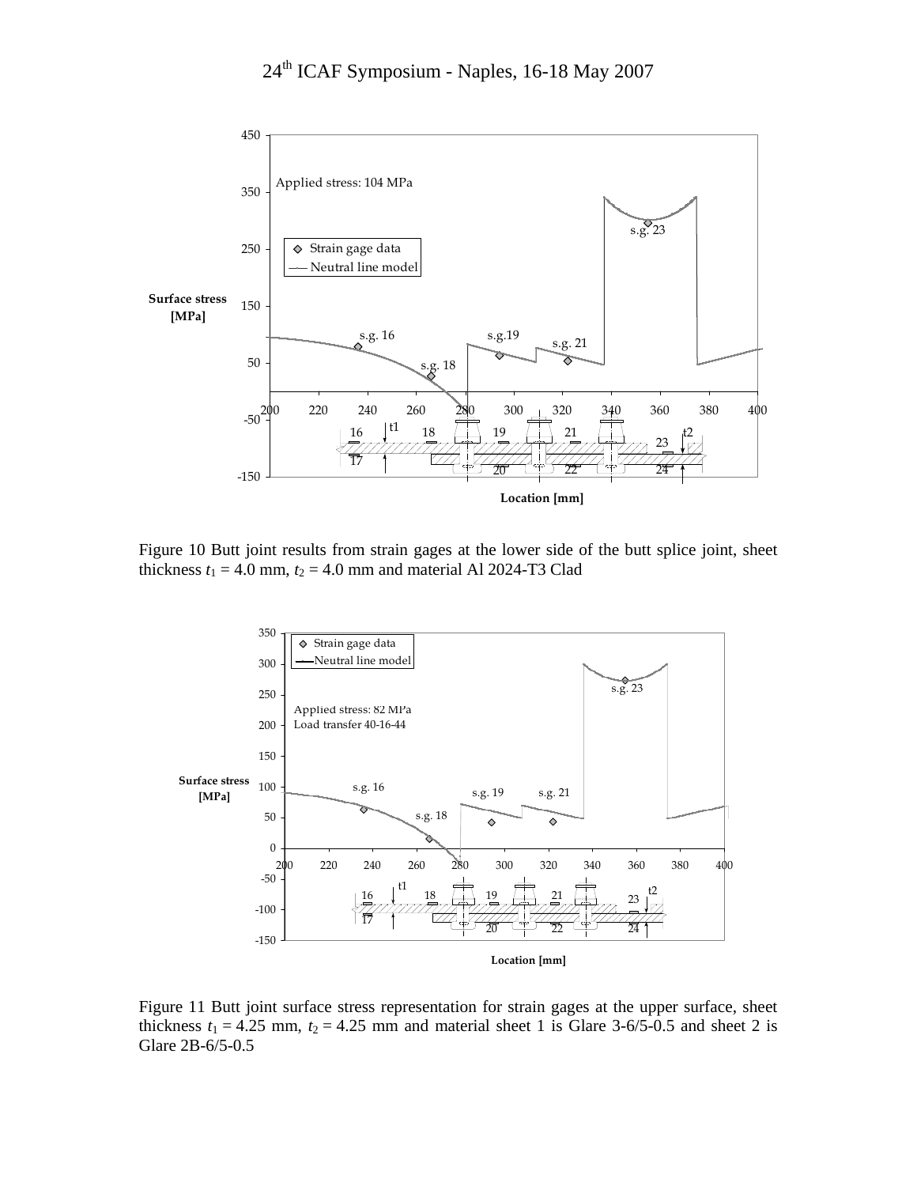Figure 10 Butt joint results from strain gages at the lower side of the butt splice joint, sheet thickness $t_1$ = 4.0 mm, $t_2$ = 4.0 mm and material Al 2024-T3 Clad

Figure 11 Butt joint surface stress representation for strain gages at the upper surface, sheet thickness $t_1$ = 4.25 mm, $t_2$ = 4.25 mm and material sheet 1 is Glare 3-6/5-0.5 and sheet 2 is Glare 2B-6/5-0.5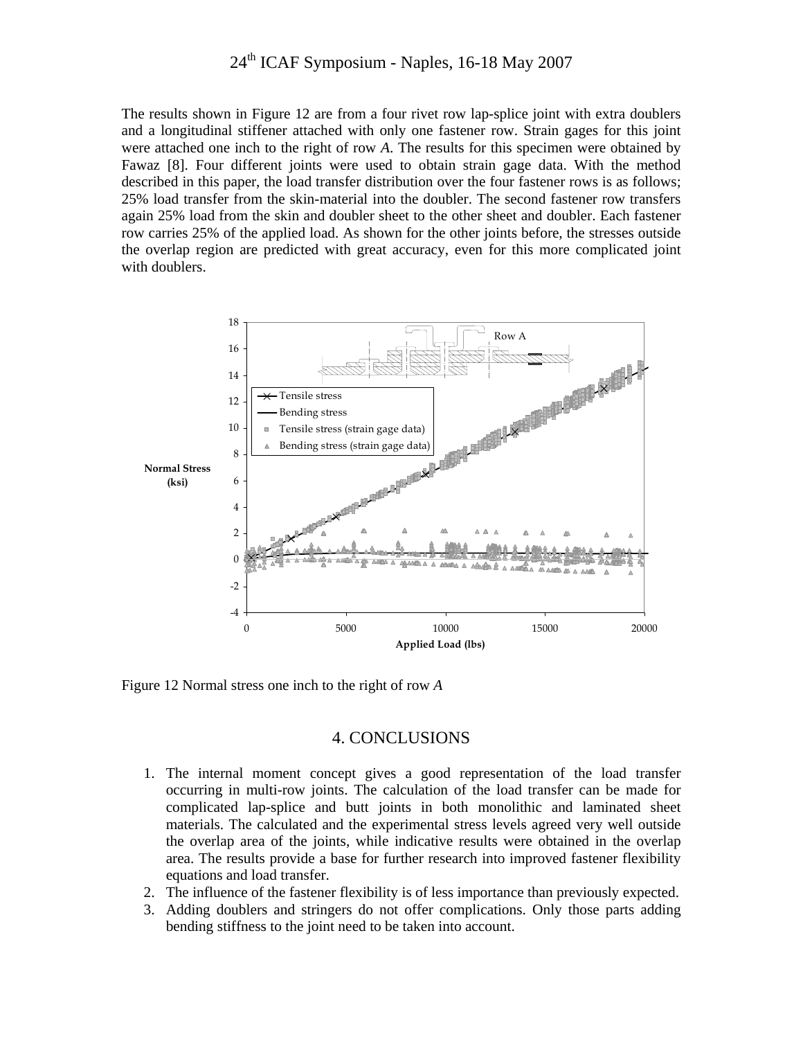The results shown in Figure 12 are from a four rivet row lap-splice joint with extra doublers and a longitudinal stiffener attached with only one fastener row. Strain gages for this joint were attached one inch to the right of row *A*. The results for this specimen were obtained by Fawaz [8]. Four different joints were used to obtain strain gage data. With the method described in this paper, the load transfer distribution over the four fastener rows is as follows; 25% load transfer from the skin-material into the doubler. The second fastener row transfers again 25% load from the skin and doubler sheet to the other sheet and doubler. Each fastener row carries 25% of the applied load. As shown for the other joints before, the stresses outside the overlap region are predicted with great accuracy, even for this more complicated joint with doublers.

Figure 12 Normal stress one inch to the right of row *A*

## 4. CONCLUSIONS

1. The internal moment concept gives a good representation of the load transfer occurring in multi-row joints. The calculation of the load transfer can be made for complicated lap-splice and butt joints in both monolithic and laminated sheet materials. The calculated and the experimental stress levels agreed very well outside the overlap area of the joints, while indicative results were obtained in the overlap area. The results provide a base for further research into improved fastener flexibility equations and load transfer.
2. The influence of the fastener flexibility is of less importance than previously expected.
3. Adding doublers and stringers do not offer complications. Only those parts adding bending stiffness to the joint need to be taken into account.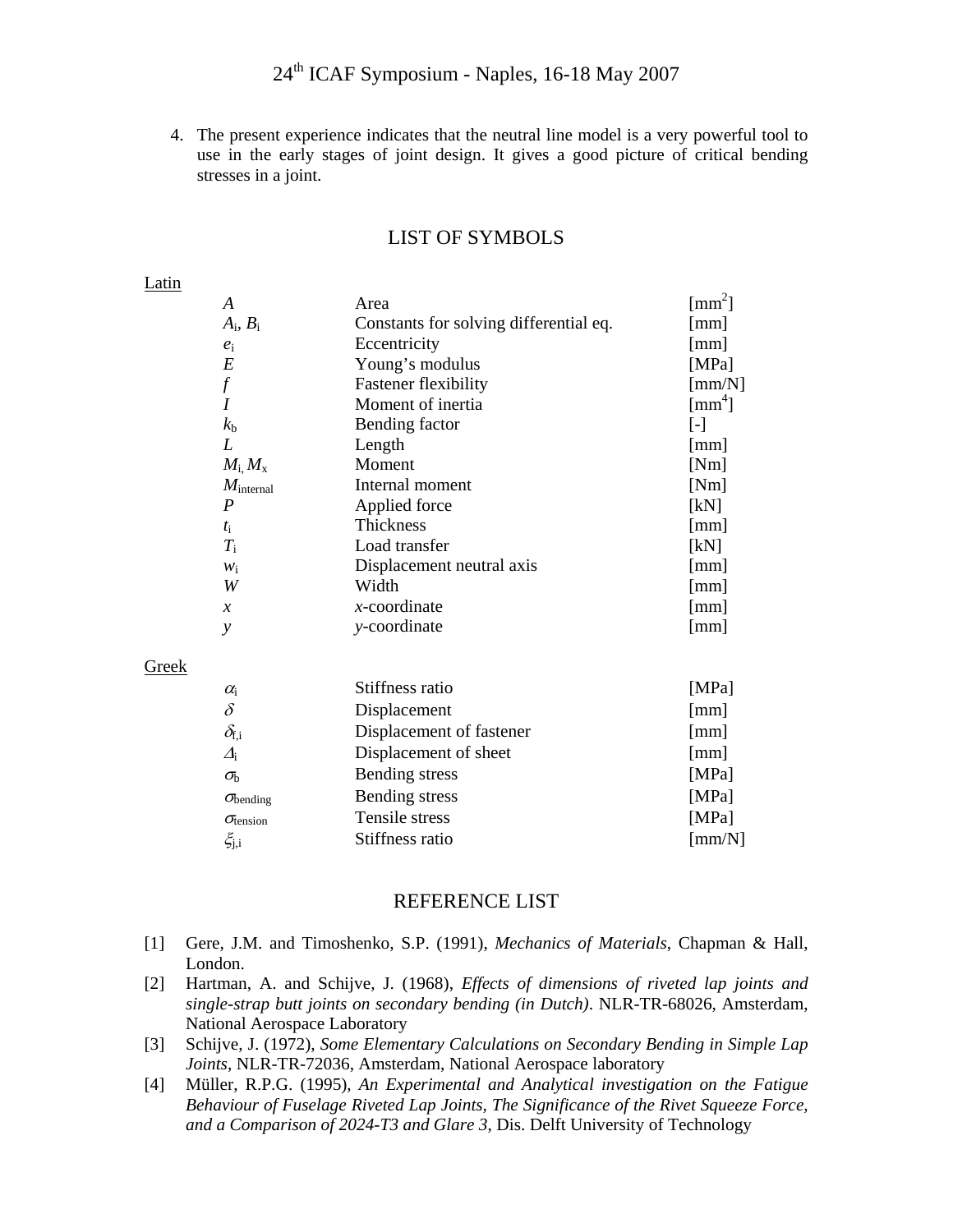4. The present experience indicates that the neutral line model is a very powerful tool to use in the early stages of joint design. It gives a good picture of critical bending stresses in a joint.

## LIST OF SYMBOLS

Latin

| | | |
|---|---|---|
| $A$ | Area | [mm$^2$] |
| $A_i$, $B_i$ | Constants for solving differential eq. | [mm] |
| $e_i$ | Eccentricity | [mm] |
| $E$ | Young's modulus | [MPa] |
| $f$ | Fastener flexibility | [mm/N] |
| $I$ | Moment of inertia | [mm$^4$] |
| $k_b$ | Bending factor | [-] |
| $L$ | Length | [mm] |
| $M_i$, $M_x$ | Moment | [Nm] |
| $M_{internal}$ | Internal moment | [Nm] |
| $P$ | Applied force | [kN] |
| $t_i$ | Thickness | [mm] |
| $T_i$ | Load transfer | [kN] |
| $w_i$ | Displacement neutral axis | [mm] |
| $W$ | Width | [mm] |
| $x$ | $x$-coordinate | [mm] |
| $y$ | $y$-coordinate | [mm] |

Greek

| | | |
|---|---|---|
| $\alpha_i$ | Stiffness ratio | [MPa] |
| $\delta$ | Displacement | [mm] |
| $\delta_{f,i}$ | Displacement of fastener | [mm] |
| $\Delta_i$ | Displacement of sheet | [mm] |
| $\sigma_b$ | Bending stress | [MPa] |
| $\sigma_{bending}$ | Bending stress | [MPa] |
| $\sigma_{tension}$ | Tensile stress | [MPa] |
| $\xi_{j,i}$ | Stiffness ratio | [mm/N] |

## REFERENCE LIST

[1] Gere, J.M. and Timoshenko, S.P. (1991), *Mechanics of Materials*, Chapman & Hall, London.

[2] Hartman, A. and Schijve, J. (1968), *Effects of dimensions of riveted lap joints and single-strap butt joints on secondary bending (in Dutch)*. NLR-TR-68026, Amsterdam, National Aerospace Laboratory

[3] Schijve, J. (1972), *Some Elementary Calculations on Secondary Bending in Simple Lap Joints*, NLR-TR-72036, Amsterdam, National Aerospace laboratory

[4] Müller, R.P.G. (1995), *An Experimental and Analytical investigation on the Fatigue Behaviour of Fuselage Riveted Lap Joints, The Significance of the Rivet Squeeze Force, and a Comparison of 2024-T3 and Glare 3*, Dis. Delft University of Technology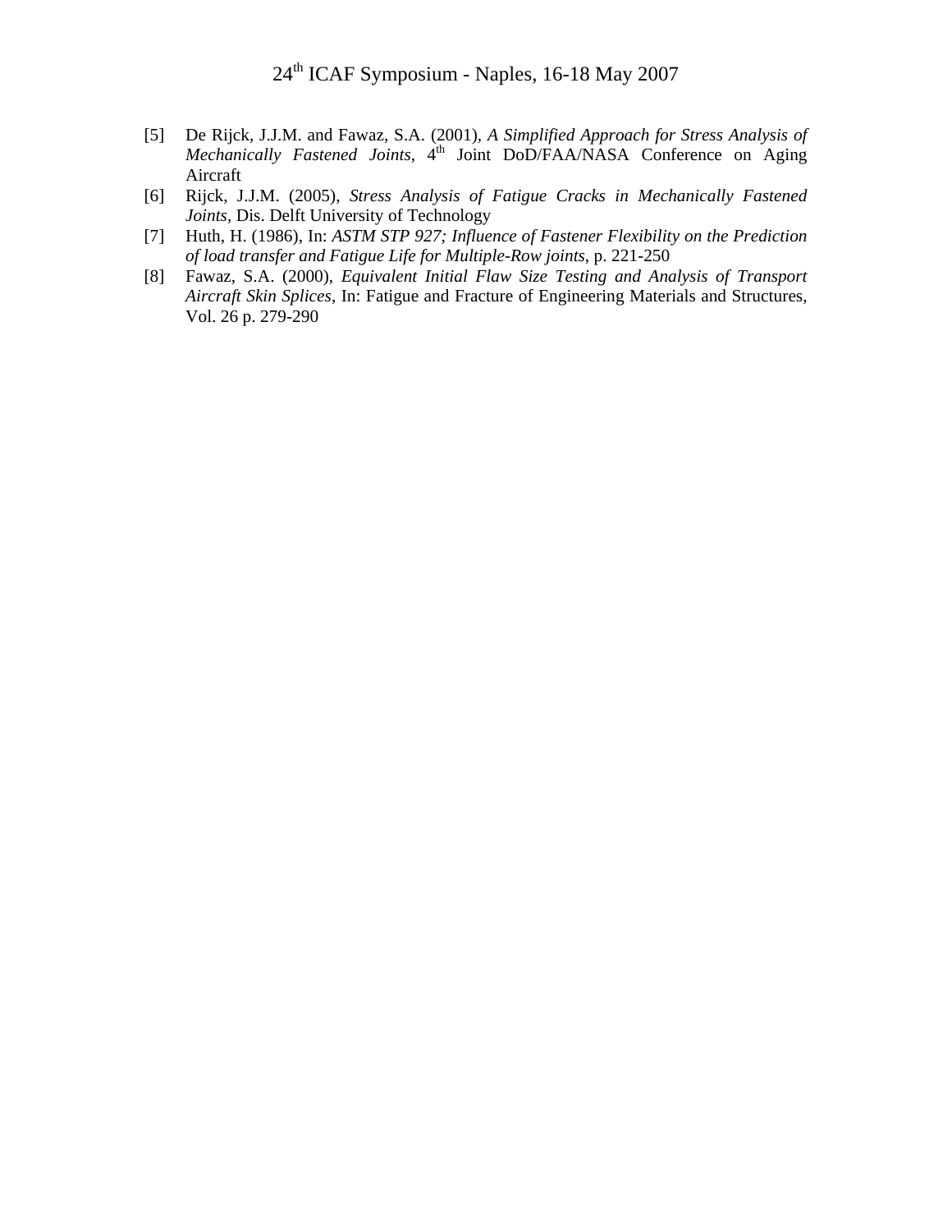[5] De Rijck, J.J.M. and Fawaz, S.A. (2001), *A Simplified Approach for Stress Analysis of Mechanically Fastened Joints*, 4th Joint DoD/FAA/NASA Conference on Aging Aircraft

[6] Rijck, J.J.M. (2005), *Stress Analysis of Fatigue Cracks in Mechanically Fastened Joints*, Dis. Delft University of Technology

[7] Huth, H. (1986), In: *ASTM STP 927; Influence of Fastener Flexibility on the Prediction of load transfer and Fatigue Life for Multiple-Row joints*, p. 221-250

[8] Fawaz, S.A. (2000), *Equivalent Initial Flaw Size Testing and Analysis of Transport Aircraft Skin Splices*, In: Fatigue and Fracture of Engineering Materials and Structures, Vol. 26 p. 279-290